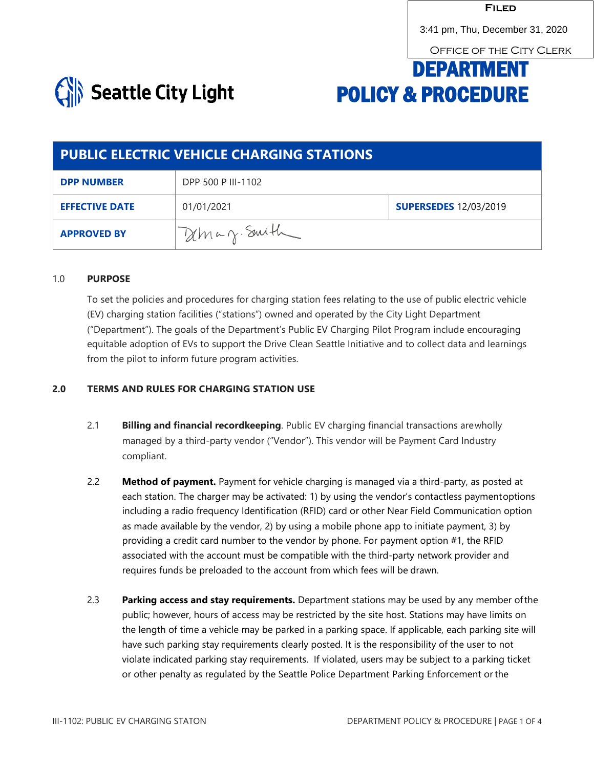**Filed**

3:41 pm, Thu, December 31, 2020

Office of the City Clerk

Seattle City Light

# DEPARTMENT POLICY & PROCEDURE

| PUBLIC ELECTRIC VEHICLE CHARGING STATIONS | | |
|---|---|---|
| **DPP NUMBER** | DPP 500 P III-1102 | |
| **EFFECTIVE DATE** | 01/01/2021 | **SUPERSEDES** 12/03/2019 |
| **APPROVED BY** | D. Mary J. Smith | |

## 1.0 PURPOSE

To set the policies and procedures for charging station fees relating to the use of public electric vehicle (EV) charging station facilities ("stations") owned and operated by the City Light Department ("Department"). The goals of the Department's Public EV Charging Pilot Program include encouraging equitable adoption of EVs to support the Drive Clean Seattle Initiative and to collect data and learnings from the pilot to inform future program activities.

## 2.0 TERMS AND RULES FOR CHARGING STATION USE

2.1 **Billing and financial recordkeeping**. Public EV charging financial transactions arewholly managed by a third-party vendor ("Vendor"). This vendor will be Payment Card Industry compliant.

2.2 **Method of payment.** Payment for vehicle charging is managed via a third-party, as posted at each station. The charger may be activated: 1) by using the vendor's contactless paymentoptions including a radio frequency Identification (RFID) card or other Near Field Communication option as made available by the vendor, 2) by using a mobile phone app to initiate payment, 3) by providing a credit card number to the vendor by phone. For payment option #1, the RFID associated with the account must be compatible with the third-party network provider and requires funds be preloaded to the account from which fees will be drawn.

2.3 **Parking access and stay requirements.** Department stations may be used by any member ofthe public; however, hours of access may be restricted by the site host. Stations may have limits on the length of time a vehicle may be parked in a parking space. If applicable, each parking site will have such parking stay requirements clearly posted. It is the responsibility of the user to not violate indicated parking stay requirements. If violated, users may be subject to a parking ticket or other penalty as regulated by the Seattle Police Department Parking Enforcement or the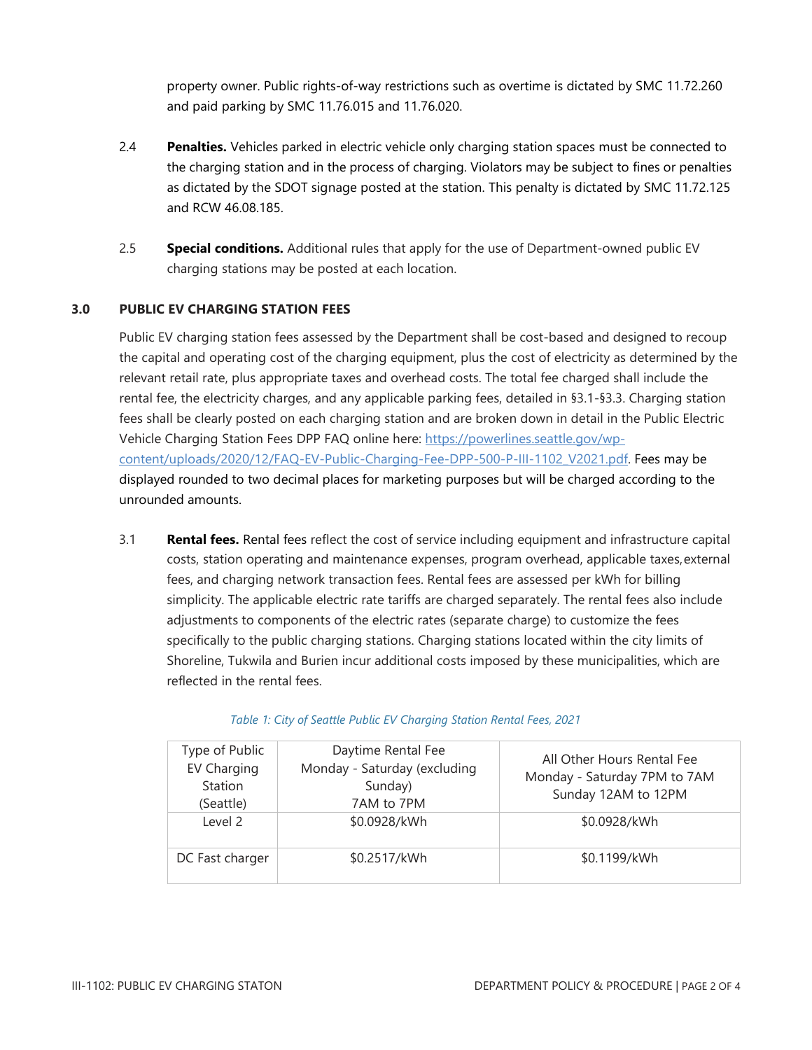property owner. Public rights-of-way restrictions such as overtime is dictated by SMC 11.72.260 and paid parking by SMC 11.76.015 and 11.76.020.

2.4 **Penalties.** Vehicles parked in electric vehicle only charging station spaces must be connected to the charging station and in the process of charging. Violators may be subject to fines or penalties as dictated by the SDOT signage posted at the station. This penalty is dictated by SMC 11.72.125 and RCW 46.08.185.

2.5 **Special conditions.** Additional rules that apply for the use of Department-owned public EV charging stations may be posted at each location.

## 3.0 PUBLIC EV CHARGING STATION FEES

Public EV charging station fees assessed by the Department shall be cost-based and designed to recoup the capital and operating cost of the charging equipment, plus the cost of electricity as determined by the relevant retail rate, plus appropriate taxes and overhead costs. The total fee charged shall include the rental fee, the electricity charges, and any applicable parking fees, detailed in §3.1-§3.3. Charging station fees shall be clearly posted on each charging station and are broken down in detail in the Public Electric Vehicle Charging Station Fees DPP FAQ online here: [https://powerlines.seattle.gov/wp-content/uploads/2020/12/FAQ-EV-Public-Charging-Fee-DPP-500-P-III-1102_V2021.pdf](https://powerlines.seattle.gov/wp-content/uploads/2020/12/FAQ-EV-Public-Charging-Fee-DPP-500-P-III-1102_V2021.pdf). Fees may be displayed rounded to two decimal places for marketing purposes but will be charged according to the unrounded amounts.

3.1 **Rental fees.** Rental fees reflect the cost of service including equipment and infrastructure capital costs, station operating and maintenance expenses, program overhead, applicable taxes, external fees, and charging network transaction fees. Rental fees are assessed per kWh for billing simplicity. The applicable electric rate tariffs are charged separately. The rental fees also include adjustments to components of the electric rates (separate charge) to customize the fees specifically to the public charging stations. Charging stations located within the city limits of Shoreline, Tukwila and Burien incur additional costs imposed by these municipalities, which are reflected in the rental fees.

*Table 1: City of Seattle Public EV Charging Station Rental Fees, 2021*

| Type of Public EV Charging Station (Seattle) | Daytime Rental Fee Monday - Saturday (excluding Sunday) 7AM to 7PM | All Other Hours Rental Fee Monday - Saturday 7PM to 7AM Sunday 12AM to 12PM |
|---|---|---|
| Level 2 | $0.0928/kWh | $0.0928/kWh |
| DC Fast charger | $0.2517/kWh | $0.1199/kWh |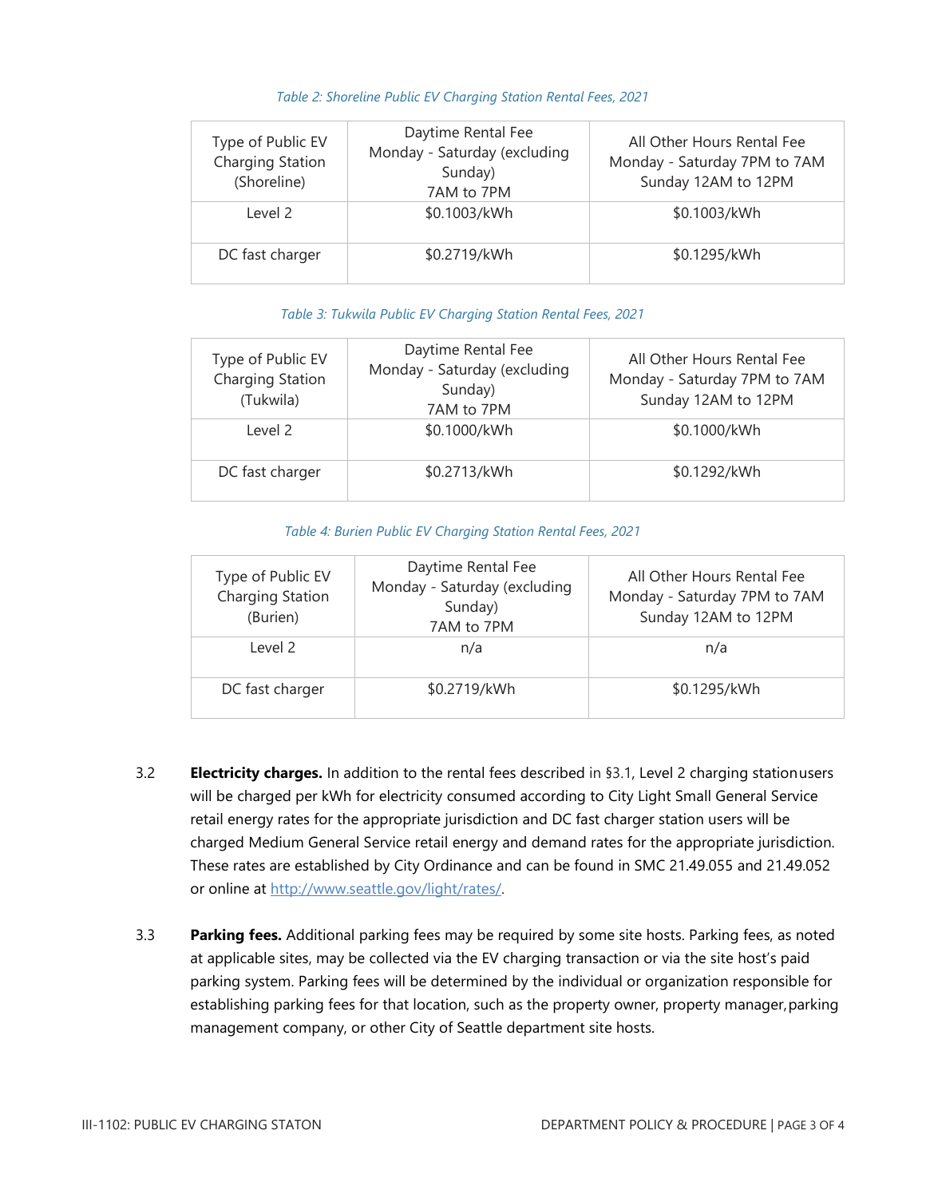*Table 2: Shoreline Public EV Charging Station Rental Fees, 2021*

| Type of Public EV Charging Station (Shoreline) | Daytime Rental Fee Monday - Saturday (excluding Sunday) 7AM to 7PM | All Other Hours Rental Fee Monday - Saturday 7PM to 7AM Sunday 12AM to 12PM |
|---|---|---|
| Level 2 | $0.1003/kWh | $0.1003/kWh |
| DC fast charger | $0.2719/kWh | $0.1295/kWh |

*Table 3: Tukwila Public EV Charging Station Rental Fees, 2021*

| Type of Public EV Charging Station (Tukwila) | Daytime Rental Fee Monday - Saturday (excluding Sunday) 7AM to 7PM | All Other Hours Rental Fee Monday - Saturday 7PM to 7AM Sunday 12AM to 12PM |
|---|---|---|
| Level 2 | $0.1000/kWh | $0.1000/kWh |
| DC fast charger | $0.2713/kWh | $0.1292/kWh |

*Table 4: Burien Public EV Charging Station Rental Fees, 2021*

| Type of Public EV Charging Station (Burien) | Daytime Rental Fee Monday - Saturday (excluding Sunday) 7AM to 7PM | All Other Hours Rental Fee Monday - Saturday 7PM to 7AM Sunday 12AM to 12PM |
|---|---|---|
| Level 2 | n/a | n/a |
| DC fast charger | $0.2719/kWh | $0.1295/kWh |

3.2 **Electricity charges.** In addition to the rental fees described in §3.1, Level 2 charging station users will be charged per kWh for electricity consumed according to City Light Small General Service retail energy rates for the appropriate jurisdiction and DC fast charger station users will be charged Medium General Service retail energy and demand rates for the appropriate jurisdiction. These rates are established by City Ordinance and can be found in SMC 21.49.055 and 21.49.052 or online at [http://www.seattle.gov/light/rates/](http://www.seattle.gov/light/rates/).

3.3 **Parking fees.** Additional parking fees may be required by some site hosts. Parking fees, as noted at applicable sites, may be collected via the EV charging transaction or via the site host's paid parking system. Parking fees will be determined by the individual or organization responsible for establishing parking fees for that location, such as the property owner, property manager, parking management company, or other City of Seattle department site hosts.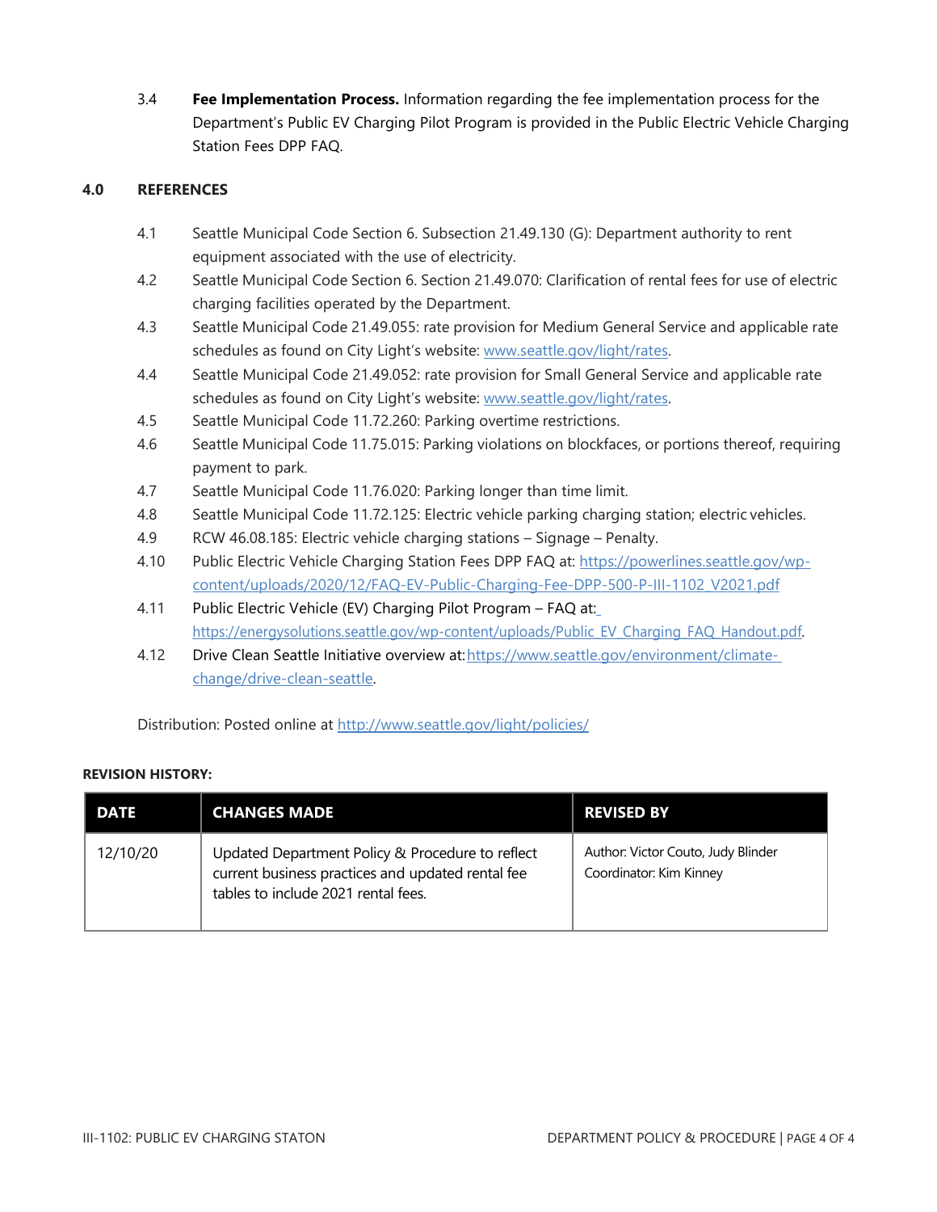3.4 **Fee Implementation Process.** Information regarding the fee implementation process for the Department's Public EV Charging Pilot Program is provided in the Public Electric Vehicle Charging Station Fees DPP FAQ.

## 4.0 REFERENCES

4.1 Seattle Municipal Code Section 6. Subsection 21.49.130 (G): Department authority to rent equipment associated with the use of electricity.

4.2 Seattle Municipal Code Section 6. Section 21.49.070: Clarification of rental fees for use of electric charging facilities operated by the Department.

4.3 Seattle Municipal Code 21.49.055: rate provision for Medium General Service and applicable rate schedules as found on City Light's website: [www.seattle.gov/light/rates](www.seattle.gov/light/rates).

4.4 Seattle Municipal Code 21.49.052: rate provision for Small General Service and applicable rate schedules as found on City Light's website: [www.seattle.gov/light/rates](www.seattle.gov/light/rates).

4.5 Seattle Municipal Code 11.72.260: Parking overtime restrictions.

4.6 Seattle Municipal Code 11.75.015: Parking violations on blockfaces, or portions thereof, requiring payment to park.

4.7 Seattle Municipal Code 11.76.020: Parking longer than time limit.

4.8 Seattle Municipal Code 11.72.125: Electric vehicle parking charging station; electric vehicles.

4.9 RCW 46.08.185: Electric vehicle charging stations – Signage – Penalty.

4.10 Public Electric Vehicle Charging Station Fees DPP FAQ at: [https://powerlines.seattle.gov/wp-content/uploads/2020/12/FAQ-EV-Public-Charging-Fee-DPP-500-P-III-1102_V2021.pdf](https://powerlines.seattle.gov/wp-content/uploads/2020/12/FAQ-EV-Public-Charging-Fee-DPP-500-P-III-1102_V2021.pdf)

4.11 Public Electric Vehicle (EV) Charging Pilot Program – FAQ at: [https://energysolutions.seattle.gov/wp-content/uploads/Public_EV_Charging_FAQ_Handout.pdf](https://energysolutions.seattle.gov/wp-content/uploads/Public_EV_Charging_FAQ_Handout.pdf).

4.12 Drive Clean Seattle Initiative overview at: [https://www.seattle.gov/environment/climate-change/drive-clean-seattle](https://www.seattle.gov/environment/climate-change/drive-clean-seattle).

Distribution: Posted online at [http://www.seattle.gov/light/policies/](http://www.seattle.gov/light/policies/)

**REVISION HISTORY:**

| DATE | CHANGES MADE | REVISED BY |
|---|---|---|
| 12/10/20 | Updated Department Policy & Procedure to reflect current business practices and updated rental fee tables to include 2021 rental fees. | Author: Victor Couto, Judy Blinder<br>Coordinator: Kim Kinney |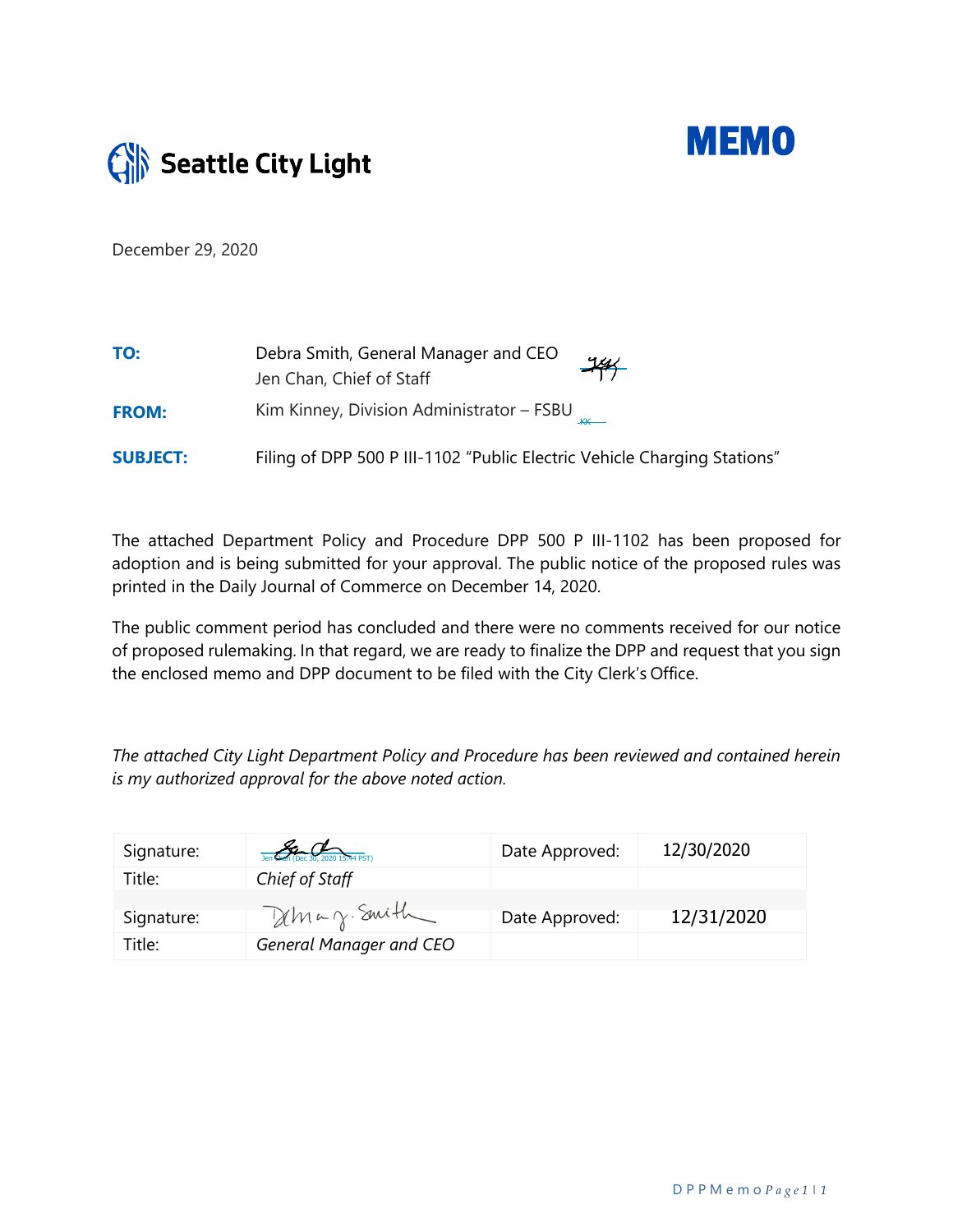Seattle City Light

# MEMO

December 29, 2020

**TO:** Debra Smith, General Manager and CEO
Jen Chan, Chief of Staff

**FROM:** Kim Kinney, Division Administrator – FSBU

**SUBJECT:** Filing of DPP 500 P III-1102 "Public Electric Vehicle Charging Stations"

The attached Department Policy and Procedure DPP 500 P III-1102 has been proposed for adoption and is being submitted for your approval. The public notice of the proposed rules was printed in the Daily Journal of Commerce on December 14, 2020.

The public comment period has concluded and there were no comments received for our notice of proposed rulemaking. In that regard, we are ready to finalize the DPP and request that you sign the enclosed memo and DPP document to be filed with the City Clerk's Office.

*The attached City Light Department Policy and Procedure has been reviewed and contained herein is my authorized approval for the above noted action.*

| | | | |
|---|---|---|---|
| Signature: | Jen Chan (Dec 30, 2020 15:44 PST) | Date Approved: | 12/30/2020 |
| Title: | *Chief of Staff* | | |
| Signature: | Debra J. Smith | Date Approved: | 12/31/2020 |
| Title: | *General Manager and CEO* | | |